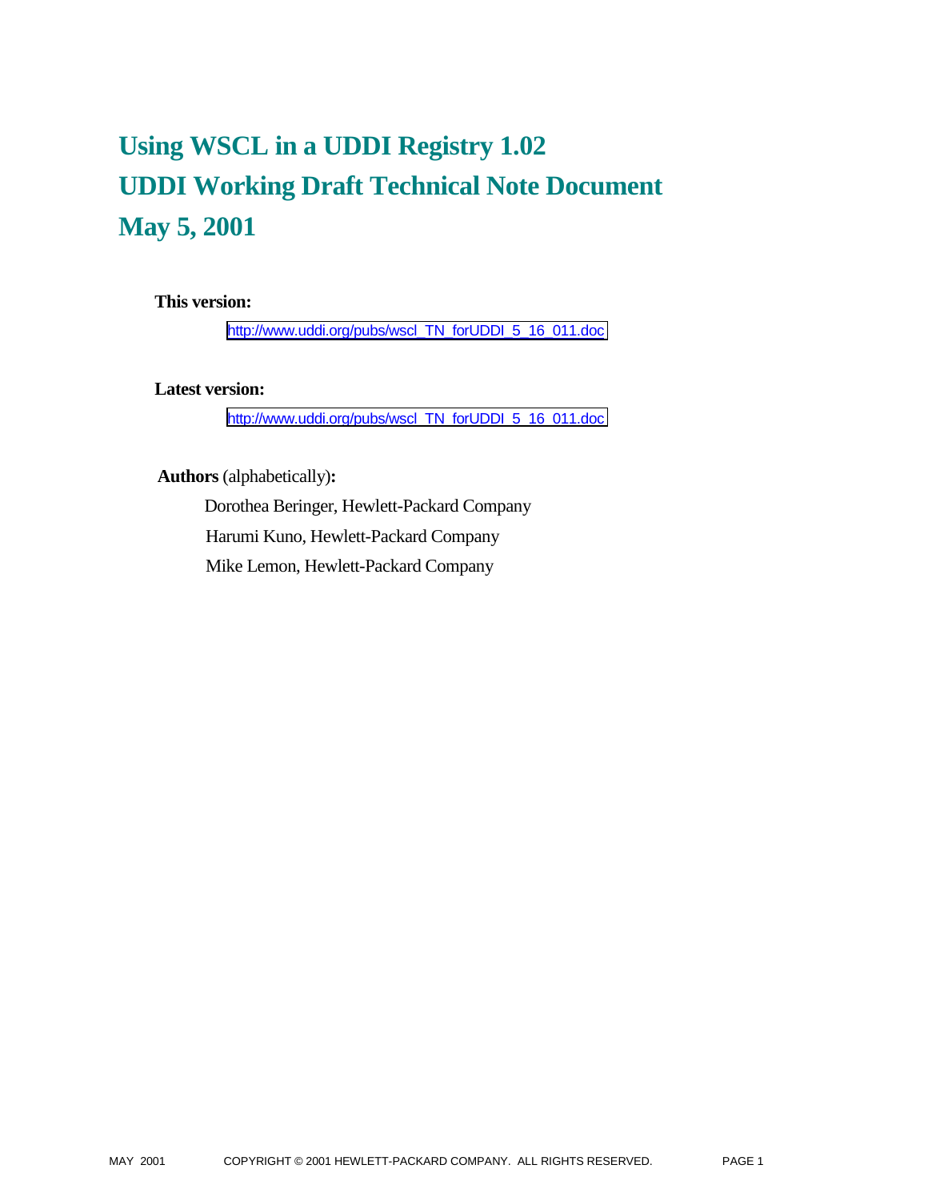# Using WSCL in a UDDI Registry 1.02
# UDDI Working Draft Technical Note Document
# May 5, 2001

**This version:**

http://www.uddi.org/pubs/wscl_TN_forUDDI_5_16_011.doc

**Latest version:**

http://www.uddi.org/pubs/wscl_TN_forUDDI_5_16_011.doc

**Authors** (alphabetically)**:**

Dorothea Beringer, Hewlett-Packard Company

Harumi Kuno, Hewlett-Packard Company

Mike Lemon, Hewlett-Packard Company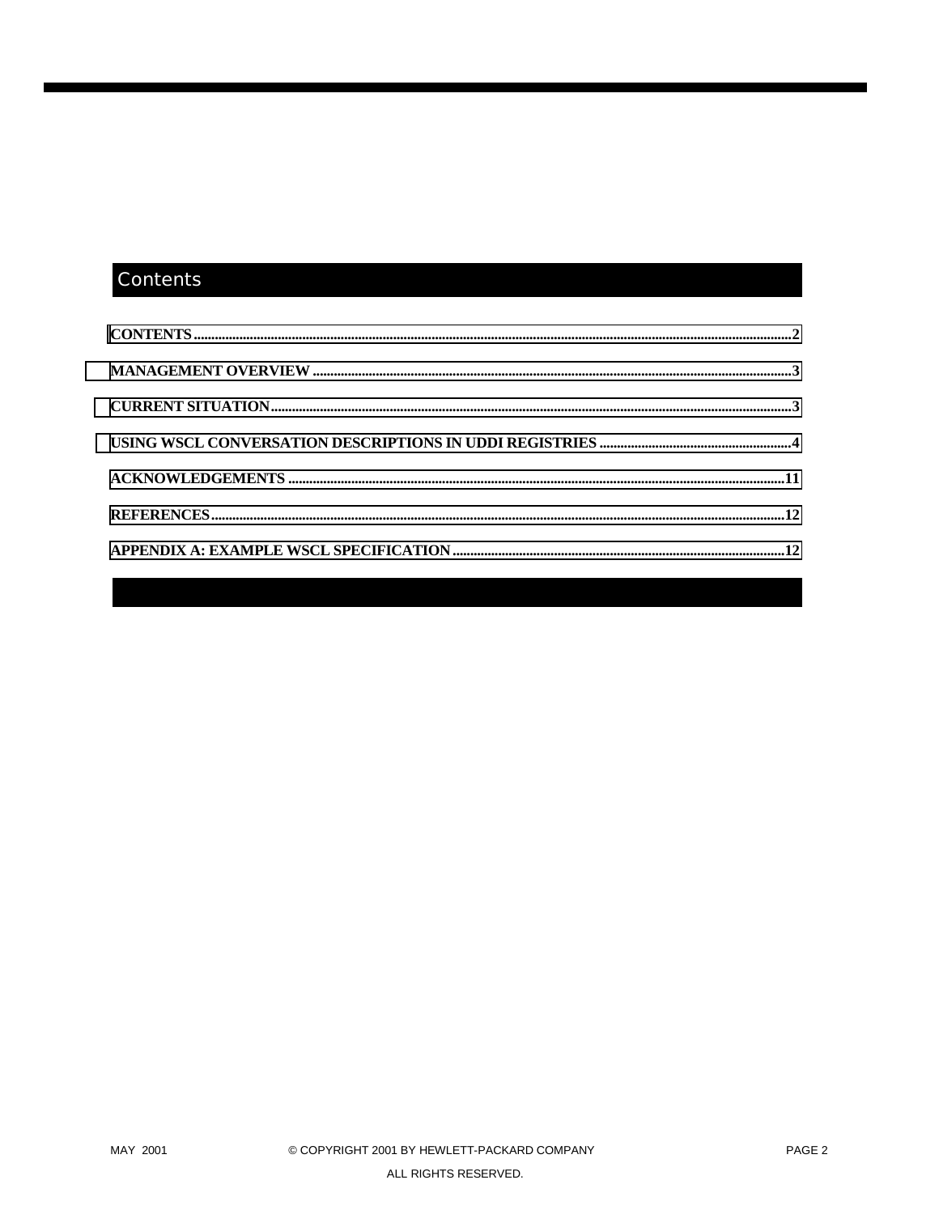# Contents

CONTENTS .......................................................................................................................................................................2

MANAGEMENT OVERVIEW .......................................................................................................................................3

CURRENT SITUATION...................................................................................................................................................3

USING WSCL CONVERSATION DESCRIPTIONS IN UDDI REGISTRIES .......................................................4

ACKNOWLEDGEMENTS ...........................................................................................................................................11

REFERENCES.................................................................................................................................................................12

APPENDIX A: EXAMPLE WSCL SPECIFICATION .............................................................................................12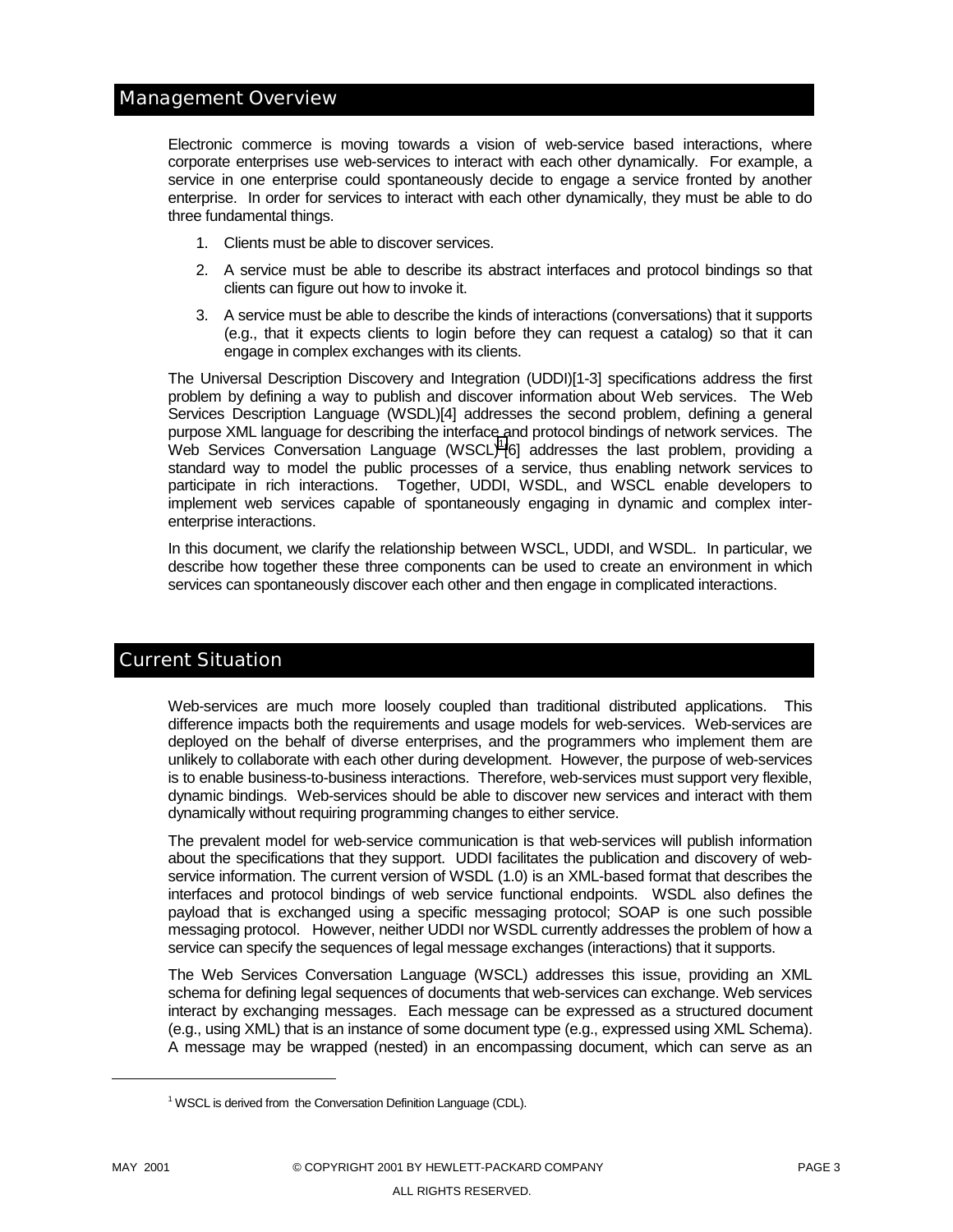## Management Overview

Electronic commerce is moving towards a vision of web-service based interactions, where corporate enterprises use web-services to interact with each other dynamically. For example, a service in one enterprise could spontaneously decide to engage a service fronted by another enterprise. In order for services to interact with each other dynamically, they must be able to do three fundamental things.

1. Clients must be able to discover services.
2. A service must be able to describe its abstract interfaces and protocol bindings so that clients can figure out how to invoke it.
3. A service must be able to describe the kinds of interactions (conversations) that it supports (e.g., that it expects clients to login before they can request a catalog) so that it can engage in complex exchanges with its clients.

The Universal Description Discovery and Integration (UDDI)[1-3] specifications address the first problem by defining a way to publish and discover information about Web services. The Web Services Description Language (WSDL)[4] addresses the second problem, defining a general purpose XML language for describing the interface and protocol bindings of network services. The Web Services Conversation Language (WSCL)[1][6] addresses the last problem, providing a standard way to model the public processes of a service, thus enabling network services to participate in rich interactions. Together, UDDI, WSDL, and WSCL enable developers to implement web services capable of spontaneously engaging in dynamic and complex inter-enterprise interactions.

In this document, we clarify the relationship between WSCL, UDDI, and WSDL. In particular, we describe how together these three components can be used to create an environment in which services can spontaneously discover each other and then engage in complicated interactions.

## Current Situation

Web-services are much more loosely coupled than traditional distributed applications. This difference impacts both the requirements and usage models for web-services. Web-services are deployed on the behalf of diverse enterprises, and the programmers who implement them are unlikely to collaborate with each other during development. However, the purpose of web-services is to enable business-to-business interactions. Therefore, web-services must support very flexible, dynamic bindings. Web-services should be able to discover new services and interact with them dynamically without requiring programming changes to either service.

The prevalent model for web-service communication is that web-services will publish information about the specifications that they support. UDDI facilitates the publication and discovery of web-service information. The current version of WSDL (1.0) is an XML-based format that describes the interfaces and protocol bindings of web service functional endpoints. WSDL also defines the payload that is exchanged using a specific messaging protocol; SOAP is one such possible messaging protocol. However, neither UDDI nor WSDL currently addresses the problem of how a service can specify the sequences of legal message exchanges (interactions) that it supports.

The Web Services Conversation Language (WSCL) addresses this issue, providing an XML schema for defining legal sequences of documents that web-services can exchange. Web services interact by exchanging messages. Each message can be expressed as a structured document (e.g., using XML) that is an instance of some document type (e.g., expressed using XML Schema). A message may be wrapped (nested) in an encompassing document, which can serve as an

[1] WSCL is derived from the Conversation Definition Language (CDL).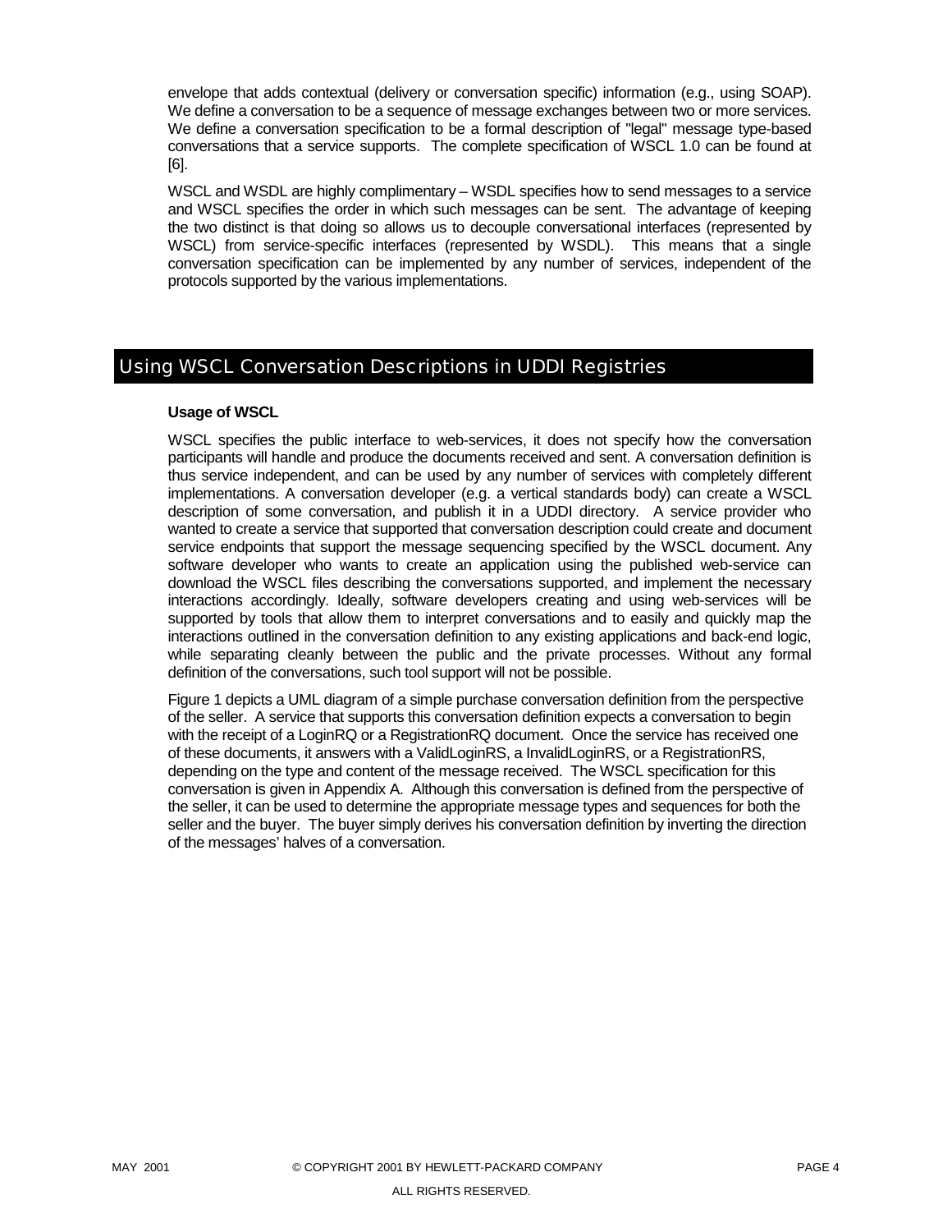envelope that adds contextual (delivery or conversation specific) information (e.g., using SOAP). We define a conversation to be a sequence of message exchanges between two or more services. We define a conversation specification to be a formal description of "legal" message type-based conversations that a service supports. The complete specification of WSCL 1.0 can be found at [6].

WSCL and WSDL are highly complimentary – WSDL specifies how to send messages to a service and WSCL specifies the order in which such messages can be sent. The advantage of keeping the two distinct is that doing so allows us to decouple conversational interfaces (represented by WSCL) from service-specific interfaces (represented by WSDL). This means that a single conversation specification can be implemented by any number of services, independent of the protocols supported by the various implementations.

## Using WSCL Conversation Descriptions in UDDI Registries

### Usage of WSCL

WSCL specifies the public interface to web-services, it does not specify how the conversation participants will handle and produce the documents received and sent. A conversation definition is thus service independent, and can be used by any number of services with completely different implementations. A conversation developer (e.g. a vertical standards body) can create a WSCL description of some conversation, and publish it in a UDDI directory. A service provider who wanted to create a service that supported that conversation description could create and document service endpoints that support the message sequencing specified by the WSCL document. Any software developer who wants to create an application using the published web-service can download the WSCL files describing the conversations supported, and implement the necessary interactions accordingly. Ideally, software developers creating and using web-services will be supported by tools that allow them to interpret conversations and to easily and quickly map the interactions outlined in the conversation definition to any existing applications and back-end logic, while separating cleanly between the public and the private processes. Without any formal definition of the conversations, such tool support will not be possible.

Figure 1 depicts a UML diagram of a simple purchase conversation definition from the perspective of the seller. A service that supports this conversation definition expects a conversation to begin with the receipt of a LoginRQ or a RegistrationRQ document. Once the service has received one of these documents, it answers with a ValidLoginRS, a InvalidLoginRS, or a RegistrationRS, depending on the type and content of the message received. The WSCL specification for this conversation is given in Appendix A. Although this conversation is defined from the perspective of the seller, it can be used to determine the appropriate message types and sequences for both the seller and the buyer. The buyer simply derives his conversation definition by inverting the direction of the messages' halves of a conversation.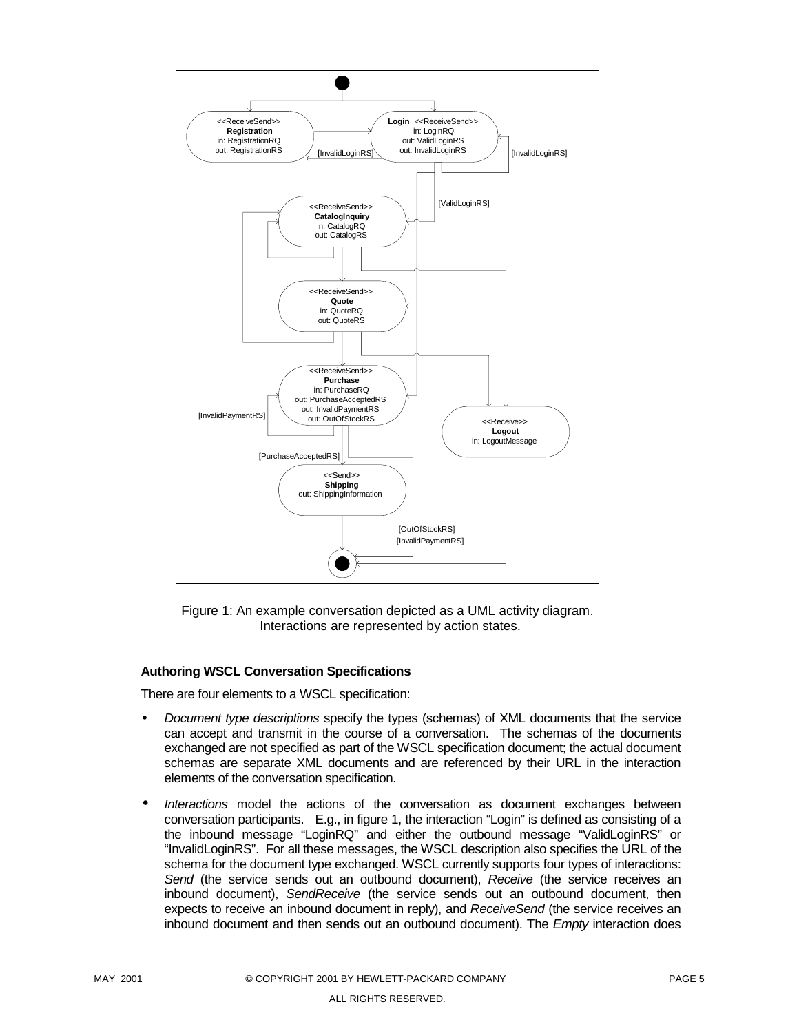Figure 1: An example conversation depicted as a UML activity diagram. Interactions are represented by action states.

#### Authoring WSCL Conversation Specifications

There are four elements to a WSCL specification:

- *Document type descriptions* specify the types (schemas) of XML documents that the service can accept and transmit in the course of a conversation. The schemas of the documents exchanged are not specified as part of the WSCL specification document; the actual document schemas are separate XML documents and are referenced by their URL in the interaction elements of the conversation specification.
- *Interactions* model the actions of the conversation as document exchanges between conversation participants. E.g., in figure 1, the interaction "Login" is defined as consisting of a the inbound message "LoginRQ" and either the outbound message "ValidLoginRS" or "InvalidLoginRS". For all these messages, the WSCL description also specifies the URL of the schema for the document type exchanged. WSCL currently supports four types of interactions: *Send* (the service sends out an outbound document), *Receive* (the service receives an inbound document), *SendReceive* (the service sends out an outbound document, then expects to receive an inbound document in reply), and *ReceiveSend* (the service receives an inbound document and then sends out an outbound document). The *Empty* interaction does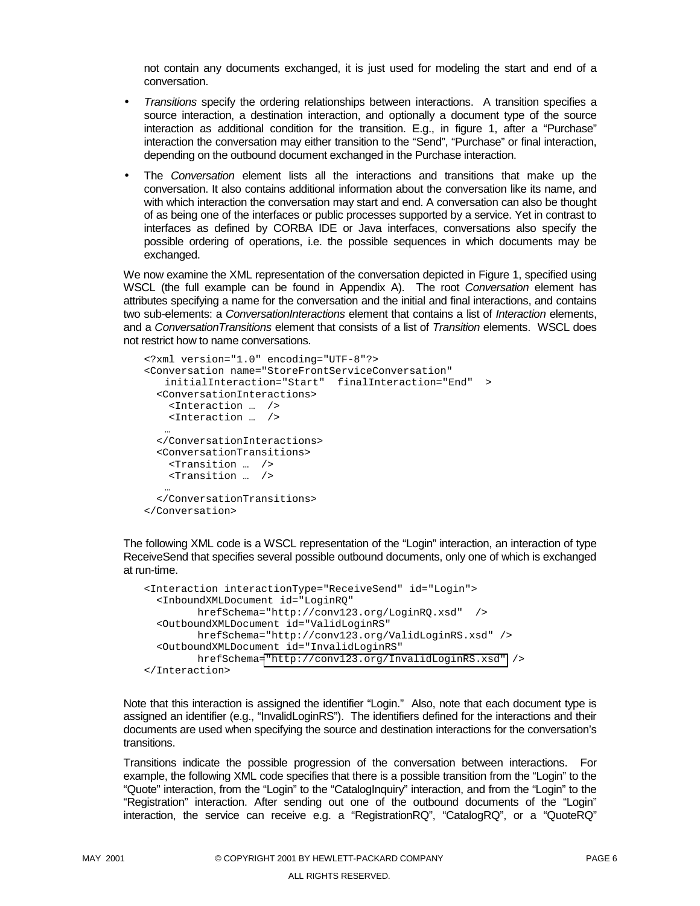not contain any documents exchanged, it is just used for modeling the start and end of a conversation.

- *Transitions* specify the ordering relationships between interactions. A transition specifies a source interaction, a destination interaction, and optionally a document type of the source interaction as additional condition for the transition. E.g., in figure 1, after a "Purchase" interaction the conversation may either transition to the "Send", "Purchase" or final interaction, depending on the outbound document exchanged in the Purchase interaction.
- The *Conversation* element lists all the interactions and transitions that make up the conversation. It also contains additional information about the conversation like its name, and with which interaction the conversation may start and end. A conversation can also be thought of as being one of the interfaces or public processes supported by a service. Yet in contrast to interfaces as defined by CORBA IDE or Java interfaces, conversations also specify the possible ordering of operations, i.e. the possible sequences in which documents may be exchanged.

We now examine the XML representation of the conversation depicted in Figure 1, specified using WSCL (the full example can be found in Appendix A). The root *Conversation* element has attributes specifying a name for the conversation and the initial and final interactions, and contains two sub-elements: a *ConversationInteractions* element that contains a list of *Interaction* elements, and a *ConversationTransitions* element that consists of a list of *Transition* elements. WSCL does not restrict how to name conversations.

```
<?xml version="1.0" encoding="UTF-8"?>
<Conversation name="StoreFrontServiceConversation"
    initialInteraction="Start"  finalInteraction="End"  >
  <ConversationInteractions>
    <Interaction …  />
    <Interaction …  />
    …
  </ConversationInteractions>
  <ConversationTransitions>
    <Transition …  />
    <Transition …  />
    …
  </ConversationTransitions>
</Conversation>
```

The following XML code is a WSCL representation of the "Login" interaction, an interaction of type ReceiveSend that specifies several possible outbound documents, only one of which is exchanged at run-time.

```
<Interaction interactionType="ReceiveSend" id="Login">
  <InboundXMLDocument id="LoginRQ"
         hrefSchema="http://conv123.org/LoginRQ.xsd"  />
  <OutboundXMLDocument id="ValidLoginRS"
         hrefSchema="http://conv123.org/ValidLoginRS.xsd" />
  <OutboundXMLDocument id="InvalidLoginRS"
         hrefSchema="http://conv123.org/InvalidLoginRS.xsd" />
</Interaction>
```

Note that this interaction is assigned the identifier "Login." Also, note that each document type is assigned an identifier (e.g., "InvalidLoginRS"). The identifiers defined for the interactions and their documents are used when specifying the source and destination interactions for the conversation's transitions.

Transitions indicate the possible progression of the conversation between interactions. For example, the following XML code specifies that there is a possible transition from the "Login" to the "Quote" interaction, from the "Login" to the "CatalogInquiry" interaction, and from the "Login" to the "Registration" interaction. After sending out one of the outbound documents of the "Login" interaction, the service can receive e.g. a "RegistrationRQ", "CatalogRQ", or a "QuoteRQ"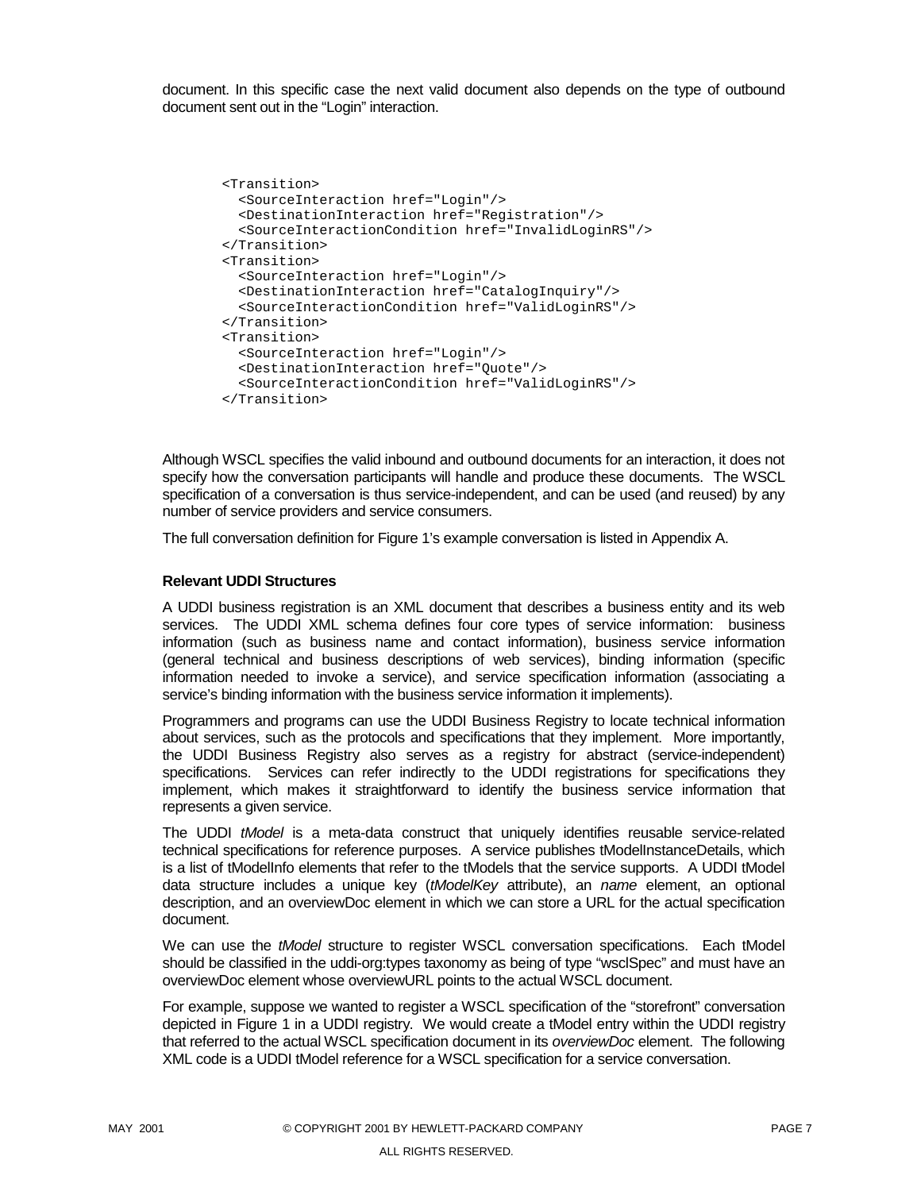document. In this specific case the next valid document also depends on the type of outbound document sent out in the "Login" interaction.

```
<Transition>
  <SourceInteraction href="Login"/>
  <DestinationInteraction href="Registration"/>
  <SourceInteractionCondition href="InvalidLoginRS"/>
</Transition>
<Transition>
  <SourceInteraction href="Login"/>
  <DestinationInteraction href="CatalogInquiry"/>
  <SourceInteractionCondition href="ValidLoginRS"/>
</Transition>
<Transition>
  <SourceInteraction href="Login"/>
  <DestinationInteraction href="Quote"/>
  <SourceInteractionCondition href="ValidLoginRS"/>
</Transition>
```

Although WSCL specifies the valid inbound and outbound documents for an interaction, it does not specify how the conversation participants will handle and produce these documents. The WSCL specification of a conversation is thus service-independent, and can be used (and reused) by any number of service providers and service consumers.

The full conversation definition for Figure 1's example conversation is listed in Appendix A.

**Relevant UDDI Structures**

A UDDI business registration is an XML document that describes a business entity and its web services. The UDDI XML schema defines four core types of service information: business information (such as business name and contact information), business service information (general technical and business descriptions of web services), binding information (specific information needed to invoke a service), and service specification information (associating a service's binding information with the business service information it implements).

Programmers and programs can use the UDDI Business Registry to locate technical information about services, such as the protocols and specifications that they implement. More importantly, the UDDI Business Registry also serves as a registry for abstract (service-independent) specifications. Services can refer indirectly to the UDDI registrations for specifications they implement, which makes it straightforward to identify the business service information that represents a given service.

The UDDI *tModel* is a meta-data construct that uniquely identifies reusable service-related technical specifications for reference purposes. A service publishes tModelInstanceDetails, which is a list of tModelInfo elements that refer to the tModels that the service supports. A UDDI tModel data structure includes a unique key (*tModelKey* attribute), an *name* element, an optional description, and an overviewDoc element in which we can store a URL for the actual specification document.

We can use the *tModel* structure to register WSCL conversation specifications. Each tModel should be classified in the uddi-org:types taxonomy as being of type "wsclSpec" and must have an overviewDoc element whose overviewURL points to the actual WSCL document.

For example, suppose we wanted to register a WSCL specification of the "storefront" conversation depicted in Figure 1 in a UDDI registry. We would create a tModel entry within the UDDI registry that referred to the actual WSCL specification document in its *overviewDoc* element. The following XML code is a UDDI tModel reference for a WSCL specification for a service conversation.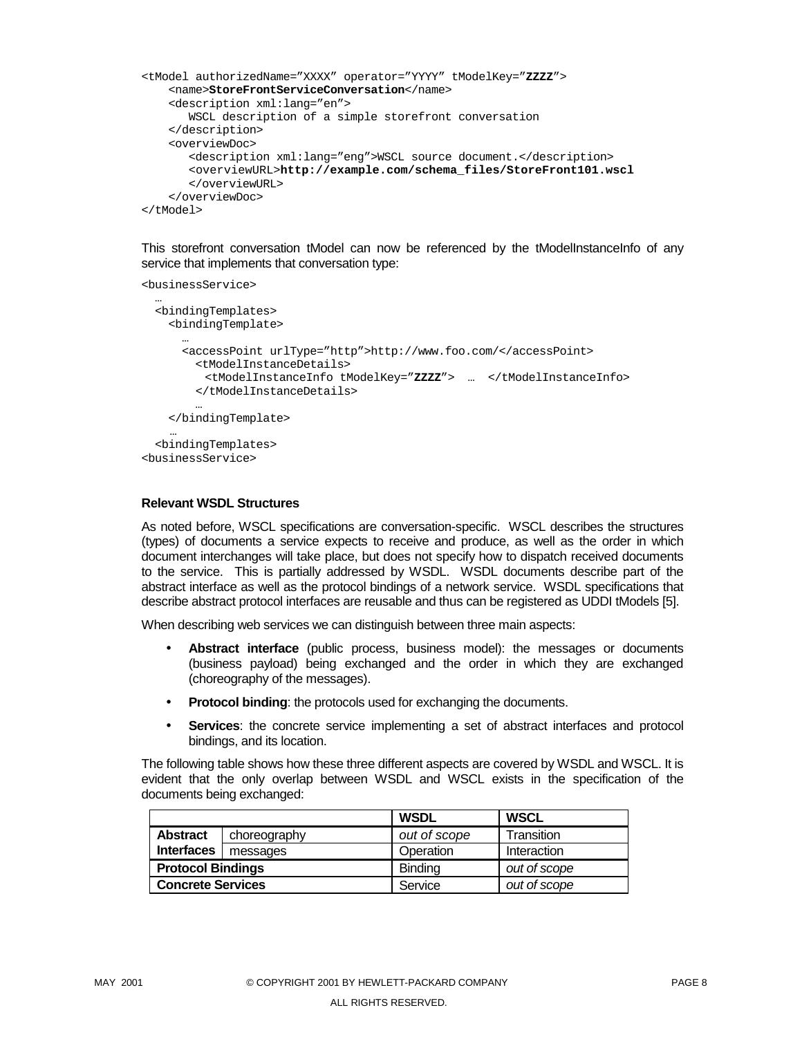```
<tModel authorizedName="XXXX" operator="YYYY" tModelKey="ZZZZ">
    <name>StoreFrontServiceConversation</name>
    <description xml:lang="en">
       WSCL description of a simple storefront conversation
    </description>
    <overviewDoc>
       <description xml:lang="eng">WSCL source document.</description>
       <overviewURL>http://example.com/schema_files/StoreFront101.wscl
       </overviewURL>
    </overviewDoc>
</tModel>
```

This storefront conversation tModel can now be referenced by the tModelInstanceInfo of any service that implements that conversation type:

```
<businessService>
  …
  <bindingTemplates>
    <bindingTemplate>
      …
      <accessPoint urlType="http">http://www.foo.com/</accessPoint>
        <tModelInstanceDetails>
          <tModelInstanceInfo tModelKey="ZZZZ">  …  </tModelInstanceInfo>
        </tModelInstanceDetails>
        …
    </bindingTemplate>
    …
  <bindingTemplates>
<businessService>
```

**Relevant WSDL Structures**

As noted before, WSCL specifications are conversation-specific. WSCL describes the structures (types) of documents a service expects to receive and produce, as well as the order in which document interchanges will take place, but does not specify how to dispatch received documents to the service. This is partially addressed by WSDL. WSDL documents describe part of the abstract interface as well as the protocol bindings of a network service. WSDL specifications that describe abstract protocol interfaces are reusable and thus can be registered as UDDI tModels [5].

When describing web services we can distinguish between three main aspects:

- **Abstract interface** (public process, business model): the messages or documents (business payload) being exchanged and the order in which they are exchanged (choreography of the messages).
- **Protocol binding**: the protocols used for exchanging the documents.
- **Services**: the concrete service implementing a set of abstract interfaces and protocol bindings, and its location.

The following table shows how these three different aspects are covered by WSDL and WSCL. It is evident that the only overlap between WSDL and WSCL exists in the specification of the documents being exchanged:

| | | **WSDL** | **WSCL** |
|---|---|---|---|
| **Abstract Interfaces** | choreography | *out of scope* | Transition |
| | messages | Operation | Interaction |
| **Protocol Bindings** | | Binding | *out of scope* |
| **Concrete Services** | | Service | *out of scope* |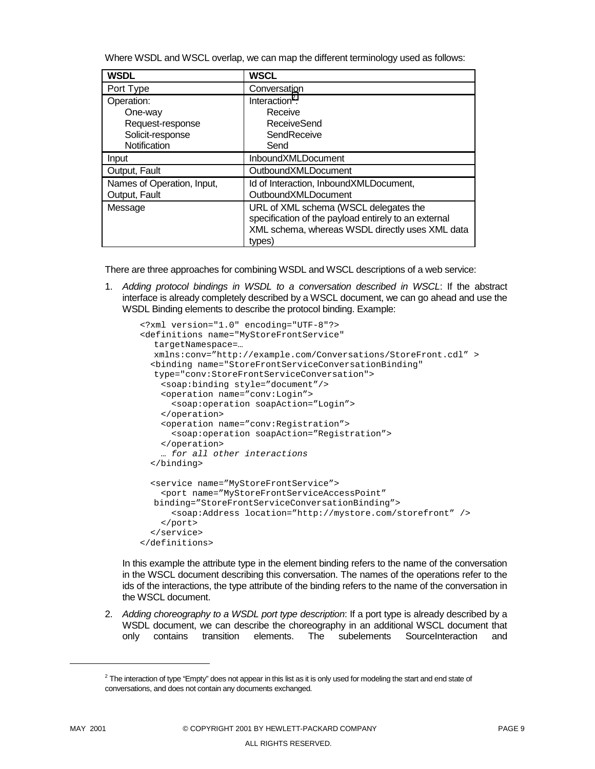Where WSDL and WSCL overlap, we can map the different terminology used as follows:

| WSDL | WSCL |
|---|---|
| Port Type | Conversation |
| Operation:<br>One-way<br>Request-response<br>Solicit-response<br>Notification | Interaction[2]:<br>Receive<br>ReceiveSend<br>SendReceive<br>Send |
| Input | InboundXMLDocument |
| Output, Fault | OutboundXMLDocument |
| Names of Operation, Input, Output, Fault | Id of Interaction, InboundXMLDocument, OutboundXMLDocument |
| Message | URL of XML schema (WSCL delegates the specification of the payload entirely to an external XML schema, whereas WSDL directly uses XML data types) |

There are three approaches for combining WSDL and WSCL descriptions of a web service:

1. *Adding protocol bindings in WSDL to a conversation described in WSCL*: If the abstract interface is already completely described by a WSCL document, we can go ahead and use the WSDL Binding elements to describe the protocol binding. Example:

```
<?xml version="1.0" encoding="UTF-8"?>
<definitions name="MyStoreFrontService"
   targetNamespace=…
   xmlns:conv="http://example.com/Conversations/StoreFront.cdl" >
  <binding name="StoreFrontServiceConversationBinding"
   type="conv:StoreFrontServiceConversation">
    <soap:binding style="document"/>
    <operation name="conv:Login">
      <soap:operation soapAction="Login">
    </operation>
    <operation name="conv:Registration">
      <soap:operation soapAction="Registration">
    </operation>
    … for all other interactions
  </binding>

  <service name="MyStoreFrontService">
    <port name="MyStoreFrontServiceAccessPoint"
   binding="StoreFrontServiceConversationBinding">
      <soap:Address location="http://mystore.com/storefront" />
    </port>
  </service>
</definitions>
```

   In this example the attribute type in the element binding refers to the name of the conversation in the WSCL document describing this conversation. The names of the operations refer to the ids of the interactions, the type attribute of the binding refers to the name of the conversation in the WSCL document.

2. *Adding choreography to a WSDL port type description*: If a port type is already described by a WSDL document, we can describe the choreography in an additional WSCL document that only contains transition elements. The subelements SourceInteraction and

[2] The interaction of type "Empty" does not appear in this list as it is only used for modeling the start and end state of conversations, and does not contain any documents exchanged.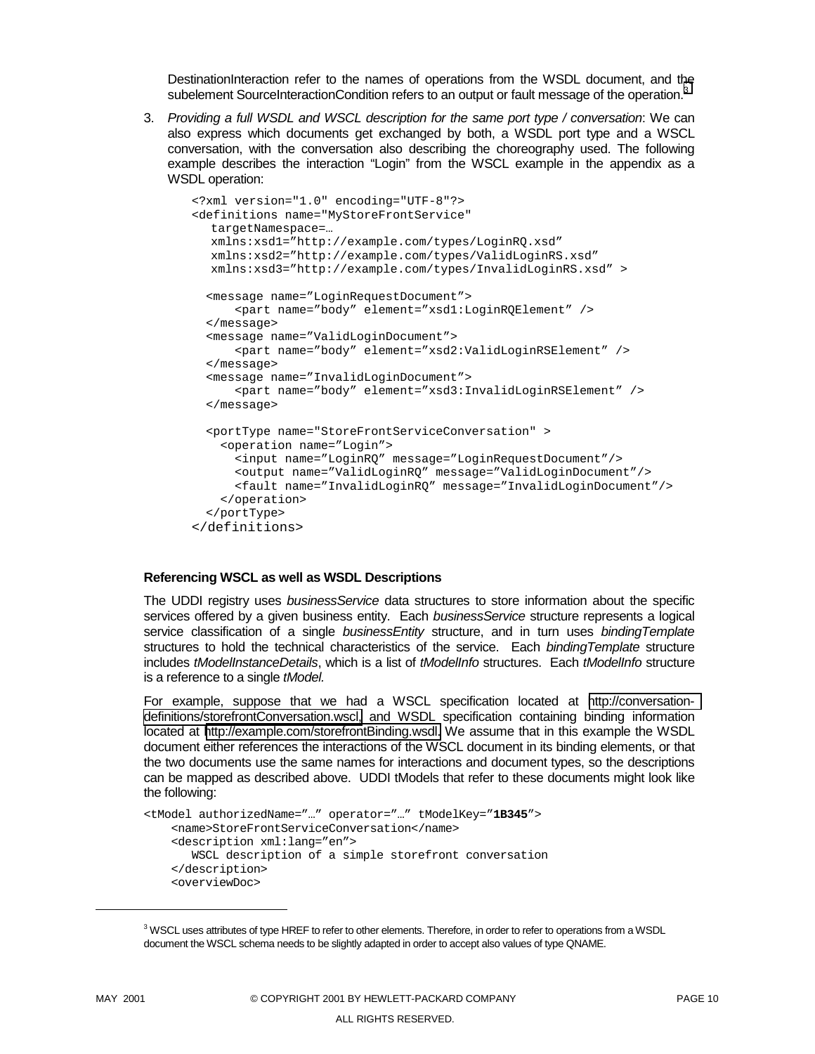DestinationInteraction refer to the names of operations from the WSDL document, and the subelement SourceInteractionCondition refers to an output or fault message of the operation.[3]

3. *Providing a full WSDL and WSCL description for the same port type / conversation*: We can also express which documents get exchanged by both, a WSDL port type and a WSCL conversation, with the conversation also describing the choreography used. The following example describes the interaction "Login" from the WSCL example in the appendix as a WSDL operation:

```
<?xml version="1.0" encoding="UTF-8"?>
<definitions name="MyStoreFrontService"
   targetNamespace=…
   xmlns:xsd1="http://example.com/types/LoginRQ.xsd"
   xmlns:xsd2="http://example.com/types/ValidLoginRS.xsd"
   xmlns:xsd3="http://example.com/types/InvalidLoginRS.xsd" >

  <message name="LoginRequestDocument">
      <part name="body" element="xsd1:LoginRQElement" />
  </message>
  <message name="ValidLoginDocument">
      <part name="body" element="xsd2:ValidLoginRSElement" />
  </message>
  <message name="InvalidLoginDocument">
      <part name="body" element="xsd3:InvalidLoginRSElement" />
  </message>

  <portType name="StoreFrontServiceConversation" >
    <operation name="Login">
      <input name="LoginRQ" message="LoginRequestDocument"/>
      <output name="ValidLoginRQ" message="ValidLoginDocument"/>
      <fault name="InvalidLoginRQ" message="InvalidLoginDocument"/>
    </operation>
  </portType>
</definitions>
```

**Referencing WSCL as well as WSDL Descriptions**

The UDDI registry uses *businessService* data structures to store information about the specific services offered by a given business entity. Each *businessService* structure represents a logical service classification of a single *businessEntity* structure, and in turn uses *bindingTemplate* structures to hold the technical characteristics of the service. Each *bindingTemplate* structure includes *tModelInstanceDetails*, which is a list of *tModelInfo* structures. Each *tModelInfo* structure is a reference to a single *tModel.*

For example, suppose that we had a WSCL specification located at http://conversation-definitions/storefrontConversation.wscl and WSDL specification containing binding information located at http://example.com/storefrontBinding.wsdl. We assume that in this example the WSDL document either references the interactions of the WSCL document in its binding elements, or that the two documents use the same names for interactions and document types, so the descriptions can be mapped as described above. UDDI tModels that refer to these documents might look like the following:

```
<tModel authorizedName="…" operator="…" tModelKey="1B345">
    <name>StoreFrontServiceConversation</name>
    <description xml:lang="en">
       WSCL description of a simple storefront conversation
    </description>
    <overviewDoc>
```

[3] WSCL uses attributes of type HREF to refer to other elements. Therefore, in order to refer to operations from a WSDL document the WSCL schema needs to be slightly adapted in order to accept also values of type QNAME.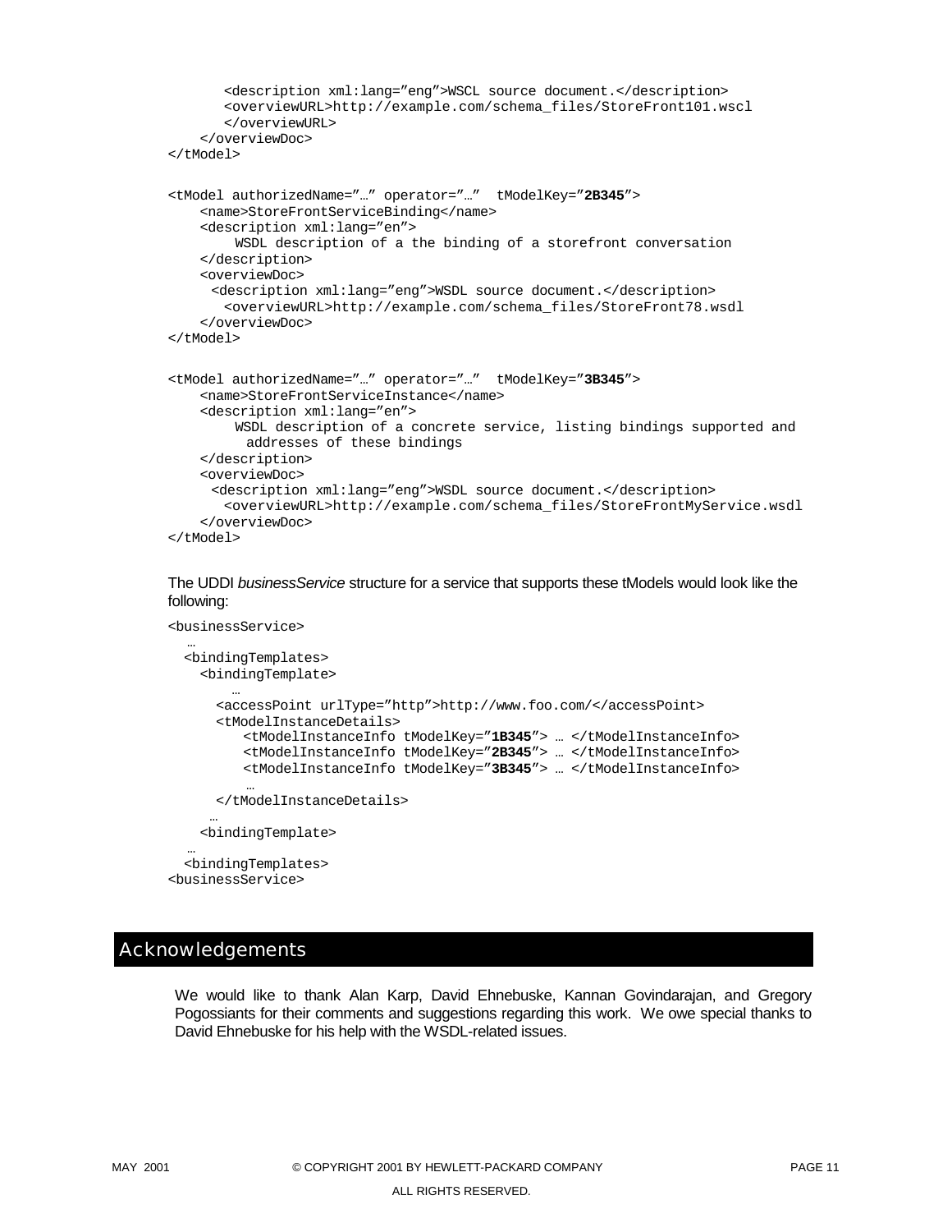```
        <description xml:lang="eng">WSCL source document.</description>
        <overviewURL>http://example.com/schema_files/StoreFront101.wscl
        </overviewURL>
    </overviewDoc>
</tModel>

<tModel authorizedName="…" operator="…"  tModelKey="2B345">
    <name>StoreFrontServiceBinding</name>
    <description xml:lang="en">
         WSDL description of a the binding of a storefront conversation
    </description>
    <overviewDoc>
      <description xml:lang="eng">WSDL source document.</description>
        <overviewURL>http://example.com/schema_files/StoreFront78.wsdl
    </overviewDoc>
</tModel>

<tModel authorizedName="…" operator="…"  tModelKey="3B345">
    <name>StoreFrontServiceInstance</name>
    <description xml:lang="en">
         WSDL description of a concrete service, listing bindings supported and
          addresses of these bindings
    </description>
    <overviewDoc>
      <description xml:lang="eng">WSDL source document.</description>
        <overviewURL>http://example.com/schema_files/StoreFrontMyService.wsdl
    </overviewDoc>
</tModel>
```

The UDDI *businessService* structure for a service that supports these tModels would look like the following:

```
<businessService>
   …
  <bindingTemplates>
    <bindingTemplate>
        …
      <accessPoint urlType="http">http://www.foo.com/</accessPoint>
      <tModelInstanceDetails>
          <tModelInstanceInfo tModelKey="1B345"> … </tModelInstanceInfo>
          <tModelInstanceInfo tModelKey="2B345"> … </tModelInstanceInfo>
          <tModelInstanceInfo tModelKey="3B345"> … </tModelInstanceInfo>
           …
      </tModelInstanceDetails>
     …
    <bindingTemplate>
   …
  <bindingTemplates>
<businessService>
```

## Acknowledgements

We would like to thank Alan Karp, David Ehnebuske, Kannan Govindarajan, and Gregory Pogossiants for their comments and suggestions regarding this work. We owe special thanks to David Ehnebuske for his help with the WSDL-related issues.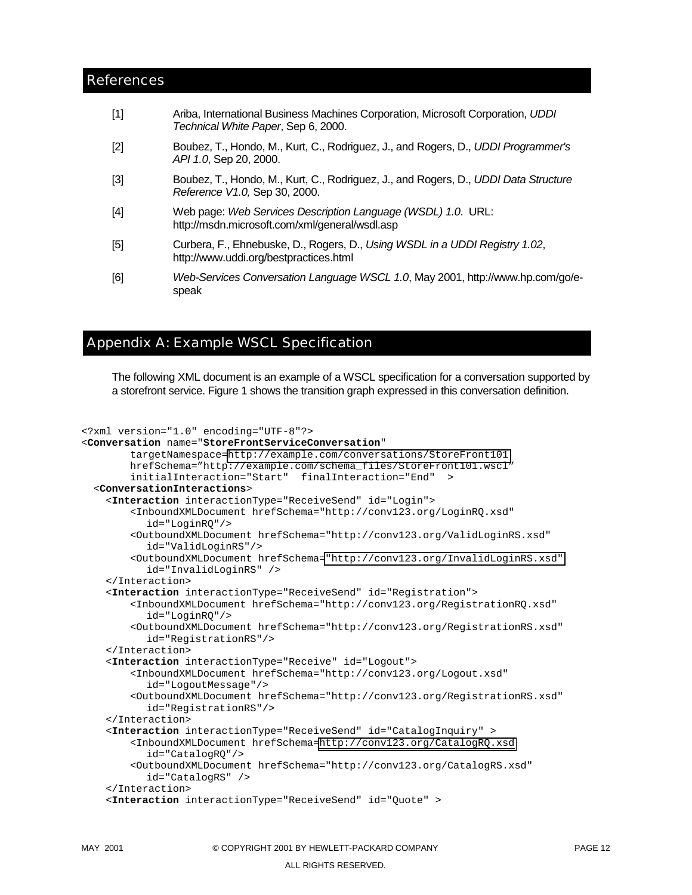## References

[1] Ariba, International Business Machines Corporation, Microsoft Corporation, *UDDI Technical White Paper*, Sep 6, 2000.

[2] Boubez, T., Hondo, M., Kurt, C., Rodriguez, J., and Rogers, D., *UDDI Programmer's API 1.0*, Sep 20, 2000.

[3] Boubez, T., Hondo, M., Kurt, C., Rodriguez, J., and Rogers, D., *UDDI Data Structure Reference V1.0,* Sep 30, 2000.

[4] Web page: *Web Services Description Language (WSDL) 1.0*. URL: http://msdn.microsoft.com/xml/general/wsdl.asp

[5] Curbera, F., Ehnebuske, D., Rogers, D., *Using WSDL in a UDDI Registry 1.02*, http://www.uddi.org/bestpractices.html

[6] *Web-Services Conversation Language WSCL 1.0*, May 2001, http://www.hp.com/go/e-speak

## Appendix A: Example WSCL Specification

The following XML document is an example of a WSCL specification for a conversation supported by a storefront service. Figure 1 shows the transition graph expressed in this conversation definition.

```
<?xml version="1.0" encoding="UTF-8"?>
<Conversation name="StoreFrontServiceConversation"
        targetNamespace=http://example.com/conversations/StoreFront101
        hrefSchema="http://example.com/schema_files/StoreFront101.wscl"
        initialInteraction="Start"  finalInteraction="End"  >
  <ConversationInteractions>
    <Interaction interactionType="ReceiveSend" id="Login">
        <InboundXMLDocument hrefSchema="http://conv123.org/LoginRQ.xsd"
           id="LoginRQ"/>
        <OutboundXMLDocument hrefSchema="http://conv123.org/ValidLoginRS.xsd"
           id="ValidLoginRS"/>
        <OutboundXMLDocument hrefSchema="http://conv123.org/InvalidLoginRS.xsd"
           id="InvalidLoginRS" />
    </Interaction>
    <Interaction interactionType="ReceiveSend" id="Registration">
        <InboundXMLDocument hrefSchema="http://conv123.org/RegistrationRQ.xsd"
           id="LoginRQ"/>
        <OutboundXMLDocument hrefSchema="http://conv123.org/RegistrationRS.xsd"
           id="RegistrationRS"/>
    </Interaction>
    <Interaction interactionType="Receive" id="Logout">
        <InboundXMLDocument hrefSchema="http://conv123.org/Logout.xsd"
           id="LogoutMessage"/>
        <OutboundXMLDocument hrefSchema="http://conv123.org/RegistrationRS.xsd"
           id="RegistrationRS"/>
    </Interaction>
    <Interaction interactionType="ReceiveSend" id="CatalogInquiry" >
        <InboundXMLDocument hrefSchema=http://conv123.org/CatalogRQ.xsd
           id="CatalogRQ"/>
        <OutboundXMLDocument hrefSchema="http://conv123.org/CatalogRS.xsd"
           id="CatalogRS" />
    </Interaction>
    <Interaction interactionType="ReceiveSend" id="Quote" >
```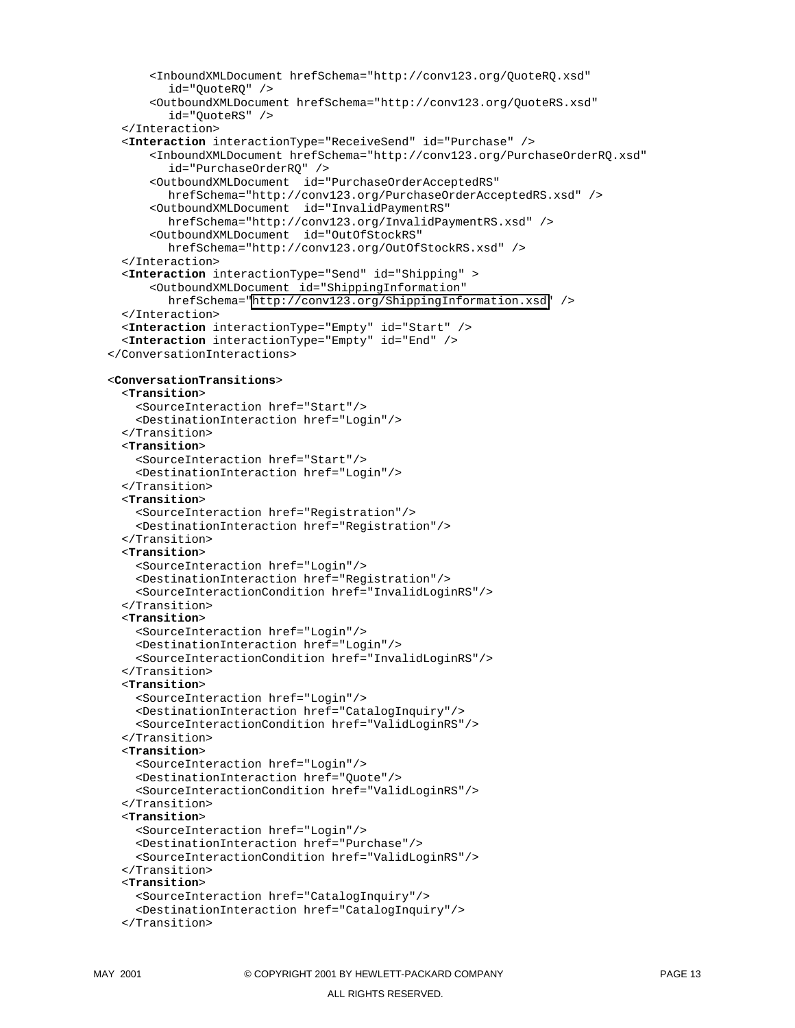```
      <InboundXMLDocument hrefSchema="http://conv123.org/QuoteRQ.xsd"
         id="QuoteRQ" />
      <OutboundXMLDocument hrefSchema="http://conv123.org/QuoteRS.xsd"
         id="QuoteRS" />
   </Interaction>
   <Interaction interactionType="ReceiveSend" id="Purchase" />
      <InboundXMLDocument hrefSchema="http://conv123.org/PurchaseOrderRQ.xsd"
         id="PurchaseOrderRQ" />
      <OutboundXMLDocument  id="PurchaseOrderAcceptedRS"
         hrefSchema="http://conv123.org/PurchaseOrderAcceptedRS.xsd" />
      <OutboundXMLDocument  id="InvalidPaymentRS"
         hrefSchema="http://conv123.org/InvalidPaymentRS.xsd" />
      <OutboundXMLDocument  id="OutOfStockRS"
         hrefSchema="http://conv123.org/OutOfStockRS.xsd" />
   </Interaction>
   <Interaction interactionType="Send" id="Shipping" >
      <OutboundXMLDocument  id="ShippingInformation"
         hrefSchema="http://conv123.org/ShippingInformation.xsd" />
   </Interaction>
   <Interaction interactionType="Empty" id="Start" />
   <Interaction interactionType="Empty" id="End" />
</ConversationInteractions>

<ConversationTransitions>
   <Transition>
     <SourceInteraction href="Start"/>
     <DestinationInteraction href="Login"/>
   </Transition>
   <Transition>
     <SourceInteraction href="Start"/>
     <DestinationInteraction href="Login"/>
   </Transition>
   <Transition>
     <SourceInteraction href="Registration"/>
     <DestinationInteraction href="Registration"/>
   </Transition>
   <Transition>
     <SourceInteraction href="Login"/>
     <DestinationInteraction href="Registration"/>
     <SourceInteractionCondition href="InvalidLoginRS"/>
   </Transition>
   <Transition>
     <SourceInteraction href="Login"/>
     <DestinationInteraction href="Login"/>
     <SourceInteractionCondition href="InvalidLoginRS"/>
   </Transition>
   <Transition>
     <SourceInteraction href="Login"/>
     <DestinationInteraction href="CatalogInquiry"/>
     <SourceInteractionCondition href="ValidLoginRS"/>
   </Transition>
   <Transition>
     <SourceInteraction href="Login"/>
     <DestinationInteraction href="Quote"/>
     <SourceInteractionCondition href="ValidLoginRS"/>
   </Transition>
   <Transition>
     <SourceInteraction href="Login"/>
     <DestinationInteraction href="Purchase"/>
     <SourceInteractionCondition href="ValidLoginRS"/>
   </Transition>
   <Transition>
     <SourceInteraction href="CatalogInquiry"/>
     <DestinationInteraction href="CatalogInquiry"/>
   </Transition>
```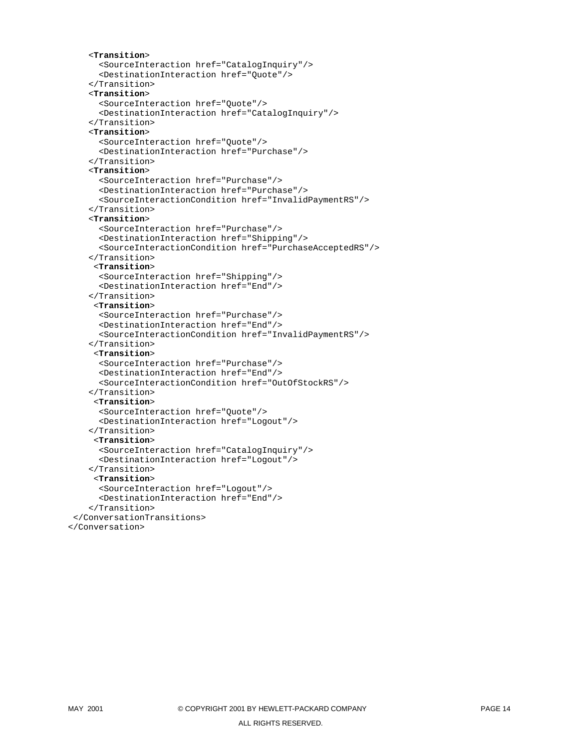```
    <Transition>
      <SourceInteraction href="CatalogInquiry"/>
      <DestinationInteraction href="Quote"/>
    </Transition>
    <Transition>
      <SourceInteraction href="Quote"/>
      <DestinationInteraction href="CatalogInquiry"/>
    </Transition>
    <Transition>
      <SourceInteraction href="Quote"/>
      <DestinationInteraction href="Purchase"/>
    </Transition>
    <Transition>
      <SourceInteraction href="Purchase"/>
      <DestinationInteraction href="Purchase"/>
      <SourceInteractionCondition href="InvalidPaymentRS"/>
    </Transition>
    <Transition>
      <SourceInteraction href="Purchase"/>
      <DestinationInteraction href="Shipping"/>
      <SourceInteractionCondition href="PurchaseAcceptedRS"/>
    </Transition>
     <Transition>
      <SourceInteraction href="Shipping"/>
      <DestinationInteraction href="End"/>
    </Transition>
     <Transition>
      <SourceInteraction href="Purchase"/>
      <DestinationInteraction href="End"/>
      <SourceInteractionCondition href="InvalidPaymentRS"/>
    </Transition>
     <Transition>
      <SourceInteraction href="Purchase"/>
      <DestinationInteraction href="End"/>
      <SourceInteractionCondition href="OutOfStockRS"/>
    </Transition>
     <Transition>
      <SourceInteraction href="Quote"/>
      <DestinationInteraction href="Logout"/>
    </Transition>
     <Transition>
      <SourceInteraction href="CatalogInquiry"/>
      <DestinationInteraction href="Logout"/>
    </Transition>
     <Transition>
      <SourceInteraction href="Logout"/>
      <DestinationInteraction href="End"/>
    </Transition>
 </ConversationTransitions>
</Conversation>
```

MAY 2001 © COPYRIGHT 2001 BY HEWLETT-PACKARD COMPANY

ALL RIGHTS RESERVED.